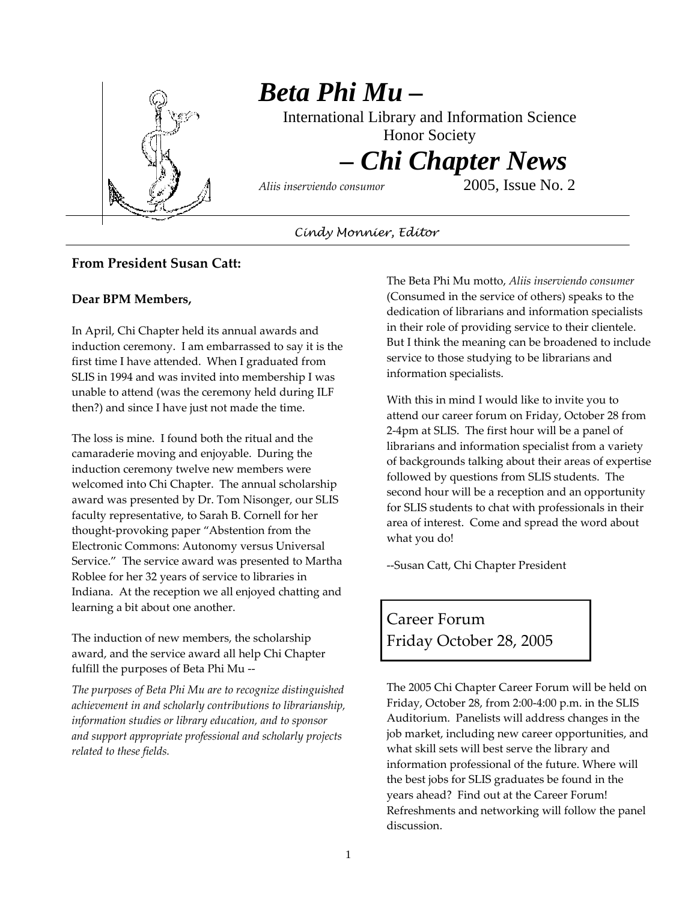# Beta Phi Mu –

International Library and Information Science Honor Society

## – Chi Chapter News

*Aliis inserviendo consumor* 2005, Issue No. 2

Cindy Monnier, Editor

---

**From President Susan Catt:**

**Dear BPM Members,**

In April, Chi Chapter held its annual awards and induction ceremony. I am embarrassed to say it is the first time I have attended. When I graduated from SLIS in 1994 and was invited into membership I was unable to attend (was the ceremony held during ILF then?) and since I have just not made the time.

The loss is mine. I found both the ritual and the camaraderie moving and enjoyable. During the induction ceremony twelve new members were welcomed into Chi Chapter. The annual scholarship award was presented by Dr. Tom Nisonger, our SLIS faculty representative, to Sarah B. Cornell for her thought-provoking paper "Abstention from the Electronic Commons: Autonomy versus Universal Service." The service award was presented to Martha Roblee for her 32 years of service to libraries in Indiana. At the reception we all enjoyed chatting and learning a bit about one another.

The induction of new members, the scholarship award, and the service award all help Chi Chapter fulfill the purposes of Beta Phi Mu --

*The purposes of Beta Phi Mu are to recognize distinguished achievement in and scholarly contributions to librarianship, information studies or library education, and to sponsor and support appropriate professional and scholarly projects related to these fields.*

The Beta Phi Mu motto, *Aliis inserviendo consumer* (Consumed in the service of others) speaks to the dedication of librarians and information specialists in their role of providing service to their clientele. But I think the meaning can be broadened to include service to those studying to be librarians and information specialists.

With this in mind I would like to invite you to attend our career forum on Friday, October 28 from 2-4pm at SLIS. The first hour will be a panel of librarians and information specialist from a variety of backgrounds talking about their areas of expertise followed by questions from SLIS students. The second hour will be a reception and an opportunity for SLIS students to chat with professionals in their area of interest. Come and spread the word about what you do!

--Susan Catt, Chi Chapter President

## Career Forum
## Friday October 28, 2005

The 2005 Chi Chapter Career Forum will be held on Friday, October 28, from 2:00-4:00 p.m. in the SLIS Auditorium. Panelists will address changes in the job market, including new career opportunities, and what skill sets will best serve the library and information professional of the future. Where will the best jobs for SLIS graduates be found in the years ahead? Find out at the Career Forum! Refreshments and networking will follow the panel discussion.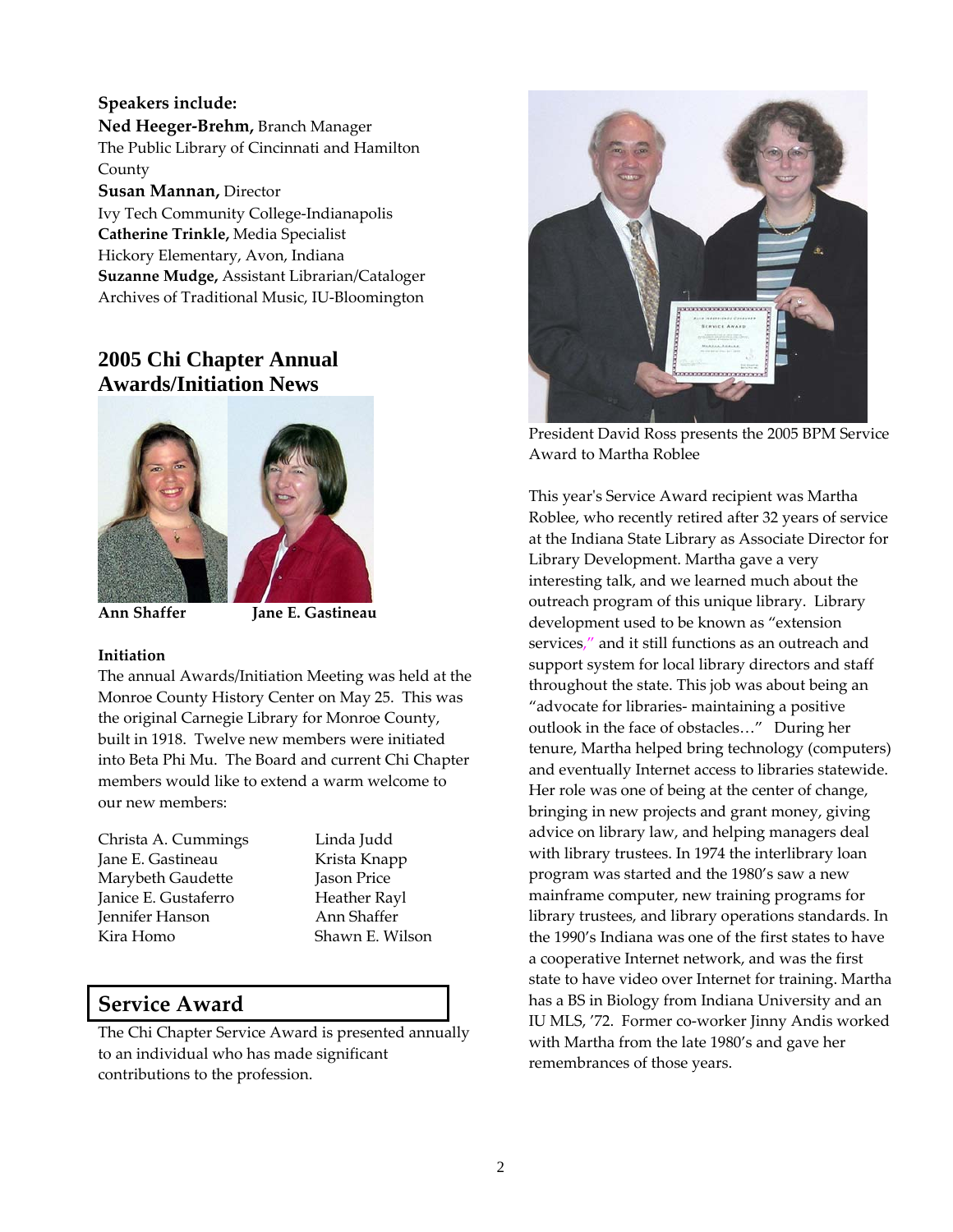**Speakers include:**

**Ned Heeger-Brehm,** Branch Manager
The Public Library of Cincinnati and Hamilton County

**Susan Mannan,** Director
Ivy Tech Community College-Indianapolis

**Catherine Trinkle,** Media Specialist
Hickory Elementary, Avon, Indiana

**Suzanne Mudge,** Assistant Librarian/Cataloger
Archives of Traditional Music, IU-Bloomington

## 2005 Chi Chapter Annual Awards/Initiation News

**Ann Shaffer** **Jane E. Gastineau**

### Initiation

The annual Awards/Initiation Meeting was held at the Monroe County History Center on May 25. This was the original Carnegie Library for Monroe County, built in 1918. Twelve new members were initiated into Beta Phi Mu. The Board and current Chi Chapter members would like to extend a warm welcome to our new members:

| | |
|---|---|
| Christa A. Cummings | Linda Judd |
| Jane E. Gastineau | Krista Knapp |
| Marybeth Gaudette | Jason Price |
| Janice E. Gustaferro | Heather Rayl |
| Jennifer Hanson | Ann Shaffer |
| Kira Homo | Shawn E. Wilson |

## Service Award

The Chi Chapter Service Award is presented annually to an individual who has made significant contributions to the profession.

President David Ross presents the 2005 BPM Service Award to Martha Roblee

This year's Service Award recipient was Martha Roblee, who recently retired after 32 years of service at the Indiana State Library as Associate Director for Library Development. Martha gave a very interesting talk, and we learned much about the outreach program of this unique library. Library development used to be known as "extension services," and it still functions as an outreach and support system for local library directors and staff throughout the state. This job was about being an "advocate for libraries- maintaining a positive outlook in the face of obstacles…" During her tenure, Martha helped bring technology (computers) and eventually Internet access to libraries statewide. Her role was one of being at the center of change, bringing in new projects and grant money, giving advice on library law, and helping managers deal with library trustees. In 1974 the interlibrary loan program was started and the 1980's saw a new mainframe computer, new training programs for library trustees, and library operations standards. In the 1990's Indiana was one of the first states to have a cooperative Internet network, and was the first state to have video over Internet for training. Martha has a BS in Biology from Indiana University and an IU MLS, '72. Former co-worker Jinny Andis worked with Martha from the late 1980's and gave her remembrances of those years.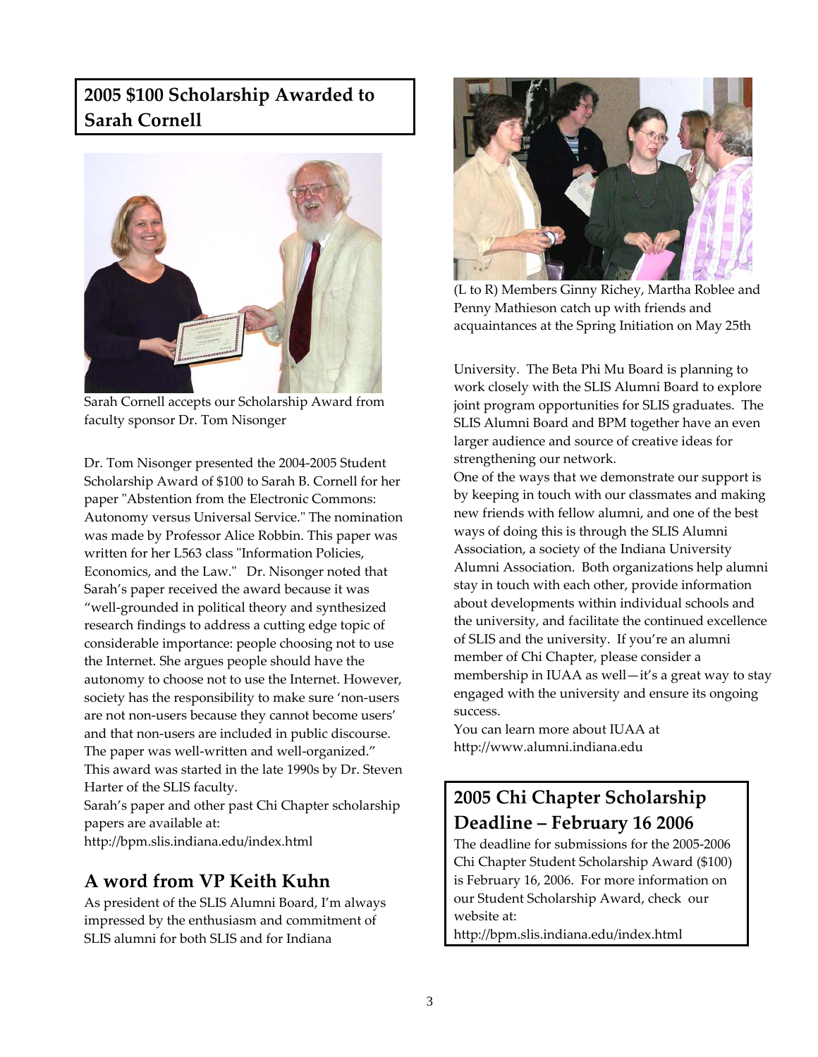## 2005 $100 Scholarship Awarded to Sarah Cornell

Sarah Cornell accepts our Scholarship Award from faculty sponsor Dr. Tom Nisonger

Dr. Tom Nisonger presented the 2004-2005 Student Scholarship Award of $100 to Sarah B. Cornell for her paper "Abstention from the Electronic Commons: Autonomy versus Universal Service." The nomination was made by Professor Alice Robbin. This paper was written for her L563 class "Information Policies, Economics, and the Law." Dr. Nisonger noted that Sarah's paper received the award because it was "well-grounded in political theory and synthesized research findings to address a cutting edge topic of considerable importance: people choosing not to use the Internet. She argues people should have the autonomy to choose not to use the Internet. However, society has the responsibility to make sure 'non-users are not non-users because they cannot become users' and that non-users are included in public discourse. The paper was well-written and well-organized." This award was started in the late 1990s by Dr. Steven Harter of the SLIS faculty.

Sarah's paper and other past Chi Chapter scholarship papers are available at:
http://bpm.slis.indiana.edu/index.html

## A word from VP Keith Kuhn

As president of the SLIS Alumni Board, I'm always impressed by the enthusiasm and commitment of SLIS alumni for both SLIS and for Indiana University. The Beta Phi Mu Board is planning to work closely with the SLIS Alumni Board to explore joint program opportunities for SLIS graduates. The SLIS Alumni Board and BPM together have an even larger audience and source of creative ideas for strengthening our network.

One of the ways that we demonstrate our support is by keeping in touch with our classmates and making new friends with fellow alumni, and one of the best ways of doing this is through the SLIS Alumni Association, a society of the Indiana University Alumni Association. Both organizations help alumni stay in touch with each other, provide information about developments within individual schools and the university, and facilitate the continued excellence of SLIS and the university. If you're an alumni member of Chi Chapter, please consider a membership in IUAA as well—it's a great way to stay engaged with the university and ensure its ongoing success.

You can learn more about IUAA at
http://www.alumni.indiana.edu

(L to R) Members Ginny Richey, Martha Roblee and Penny Mathieson catch up with friends and acquaintances at the Spring Initiation on May 25th

## 2005 Chi Chapter Scholarship Deadline – February 16 2006

The deadline for submissions for the 2005-2006 Chi Chapter Student Scholarship Award ($100) is February 16, 2006. For more information on our Student Scholarship Award, check our website at:
http://bpm.slis.indiana.edu/index.html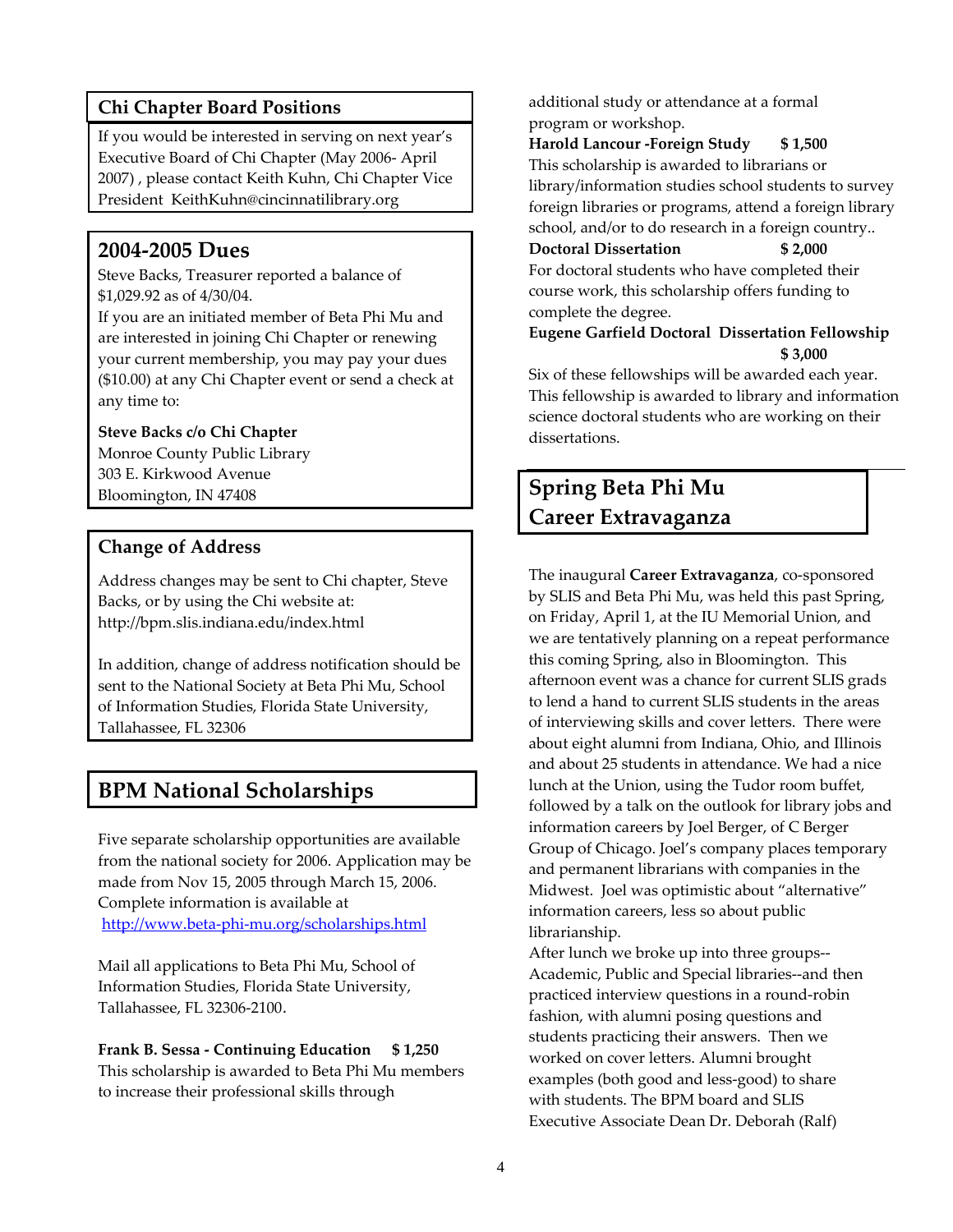## Chi Chapter Board Positions

If you would be interested in serving on next year's Executive Board of Chi Chapter (May 2006- April 2007) , please contact Keith Kuhn, Chi Chapter Vice President KeithKuhn@cincinnatilibrary.org

## 2004-2005 Dues

Steve Backs, Treasurer reported a balance of $1,029.92 as of 4/30/04.
If you are an initiated member of Beta Phi Mu and are interested in joining Chi Chapter or renewing your current membership, you may pay your dues ($10.00) at any Chi Chapter event or send a check at any time to:

**Steve Backs c/o Chi Chapter**
Monroe County Public Library
303 E. Kirkwood Avenue
Bloomington, IN 47408

## Change of Address

Address changes may be sent to Chi chapter, Steve Backs, or by using the Chi website at: http://bpm.slis.indiana.edu/index.html

In addition, change of address notification should be sent to the National Society at Beta Phi Mu, School of Information Studies, Florida State University, Tallahassee, FL 32306

## BPM National Scholarships

Five separate scholarship opportunities are available from the national society for 2006. Application may be made from Nov 15, 2005 through March 15, 2006. Complete information is available at http://www.beta-phi-mu.org/scholarships.html

Mail all applications to Beta Phi Mu, School of Information Studies, Florida State University, Tallahassee, FL 32306-2100.

**Frank B. Sessa - Continuing Education $ 1,250**
This scholarship is awarded to Beta Phi Mu members to increase their professional skills through additional study or attendance at a formal program or workshop.

**Harold Lancour -Foreign Study $ 1,500**
This scholarship is awarded to librarians or library/information studies school students to survey foreign libraries or programs, attend a foreign library school, and/or to do research in a foreign country..

**Doctoral Dissertation $ 2,000**
For doctoral students who have completed their course work, this scholarship offers funding to complete the degree.

**Eugene Garfield Doctoral Dissertation Fellowship $ 3,000**
Six of these fellowships will be awarded each year. This fellowship is awarded to library and information science doctoral students who are working on their dissertations.

## Spring Beta Phi Mu Career Extravaganza

The inaugural **Career Extravaganza**, co-sponsored by SLIS and Beta Phi Mu, was held this past Spring, on Friday, April 1, at the IU Memorial Union, and we are tentatively planning on a repeat performance this coming Spring, also in Bloomington. This afternoon event was a chance for current SLIS grads to lend a hand to current SLIS students in the areas of interviewing skills and cover letters. There were about eight alumni from Indiana, Ohio, and Illinois and about 25 students in attendance. We had a nice lunch at the Union, using the Tudor room buffet, followed by a talk on the outlook for library jobs and information careers by Joel Berger, of C Berger Group of Chicago. Joel's company places temporary and permanent librarians with companies in the Midwest. Joel was optimistic about "alternative" information careers, less so about public librarianship.
After lunch we broke up into three groups--Academic, Public and Special libraries--and then practiced interview questions in a round-robin fashion, with alumni posing questions and students practicing their answers. Then we worked on cover letters. Alumni brought examples (both good and less-good) to share with students. The BPM board and SLIS Executive Associate Dean Dr. Deborah (Ralf)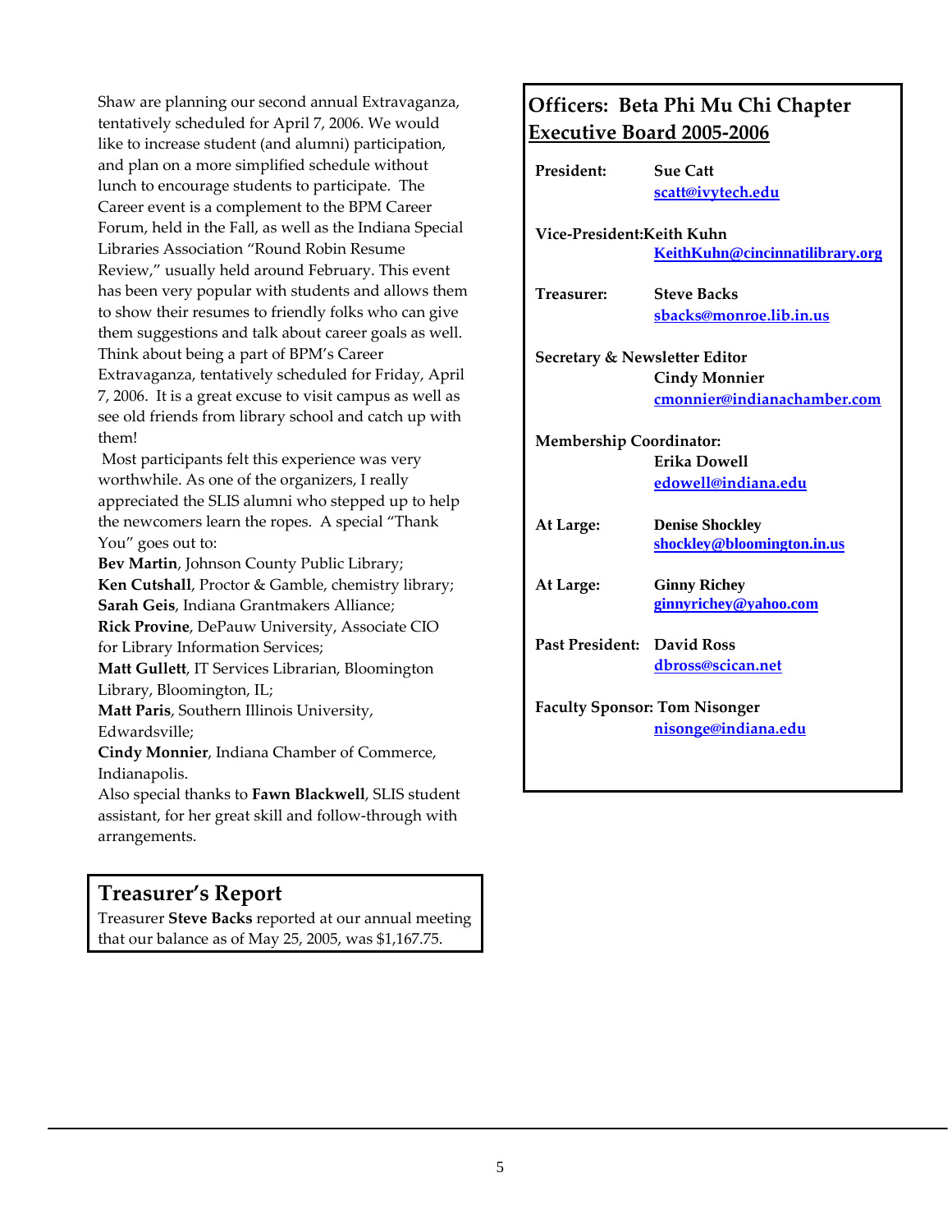Shaw are planning our second annual Extravaganza, tentatively scheduled for April 7, 2006. We would like to increase student (and alumni) participation, and plan on a more simplified schedule without lunch to encourage students to participate. The Career event is a complement to the BPM Career Forum, held in the Fall, as well as the Indiana Special Libraries Association "Round Robin Resume Review," usually held around February. This event has been very popular with students and allows them to show their resumes to friendly folks who can give them suggestions and talk about career goals as well. Think about being a part of BPM's Career Extravaganza, tentatively scheduled for Friday, April 7, 2006. It is a great excuse to visit campus as well as see old friends from library school and catch up with them!

Most participants felt this experience was very worthwhile. As one of the organizers, I really appreciated the SLIS alumni who stepped up to help the newcomers learn the ropes. A special "Thank You" goes out to:

**Bev Martin**, Johnson County Public Library;
**Ken Cutshall**, Proctor & Gamble, chemistry library;
**Sarah Geis**, Indiana Grantmakers Alliance;
**Rick Provine**, DePauw University, Associate CIO for Library Information Services;
**Matt Gullett**, IT Services Librarian, Bloomington Library, Bloomington, IL;
**Matt Paris**, Southern Illinois University, Edwardsville;
**Cindy Monnier**, Indiana Chamber of Commerce, Indianapolis.

Also special thanks to **Fawn Blackwell**, SLIS student assistant, for her great skill and follow-through with arrangements.

## Treasurer's Report

Treasurer **Steve Backs** reported at our annual meeting that our balance as of May 25, 2005, was $1,167.75.

## Officers: Beta Phi Mu Chi Chapter Executive Board 2005-2006

**President:** **Sue Catt**
scatt@ivytech.edu

**Vice-President:** **Keith Kuhn**
KeithKuhn@cincinnatilibrary.org

**Treasurer:** **Steve Backs**
sbacks@monroe.lib.in.us

**Secretary & Newsletter Editor**
**Cindy Monnier**
cmonnier@indianachamber.com

**Membership Coordinator:**
**Erika Dowell**
edowell@indiana.edu

**At Large:** **Denise Shockley**
shockley@bloomington.in.us

**At Large:** **Ginny Richey**
ginnyrichey@yahoo.com

**Past President:** **David Ross**
dbross@scican.net

**Faculty Sponsor:** **Tom Nisonger**
nisonge@indiana.edu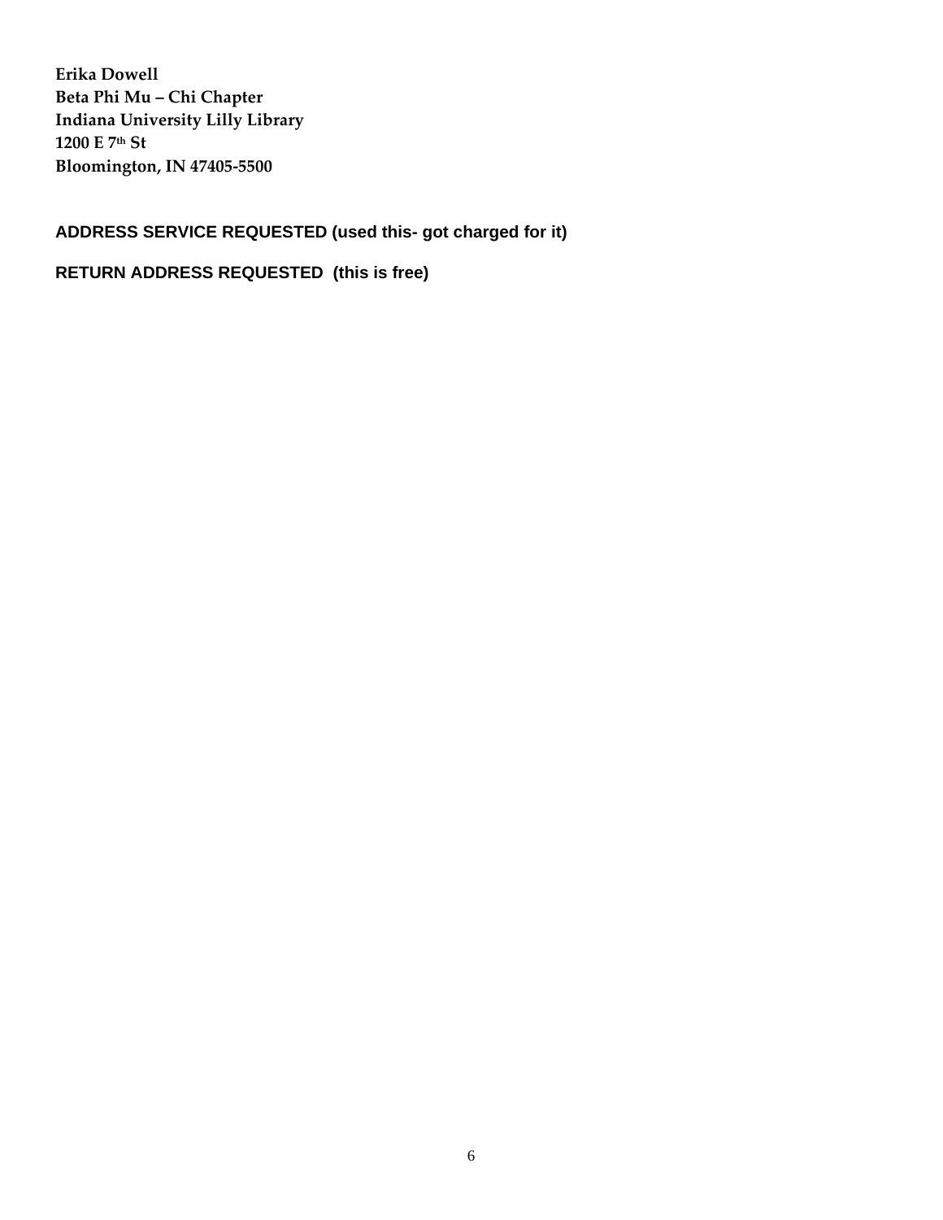**Erika Dowell**
**Beta Phi Mu – Chi Chapter**
**Indiana University Lilly Library**
**1200 E 7th St**
**Bloomington, IN 47405-5500**

**ADDRESS SERVICE REQUESTED (used this- got charged for it)**

**RETURN ADDRESS REQUESTED (this is free)**